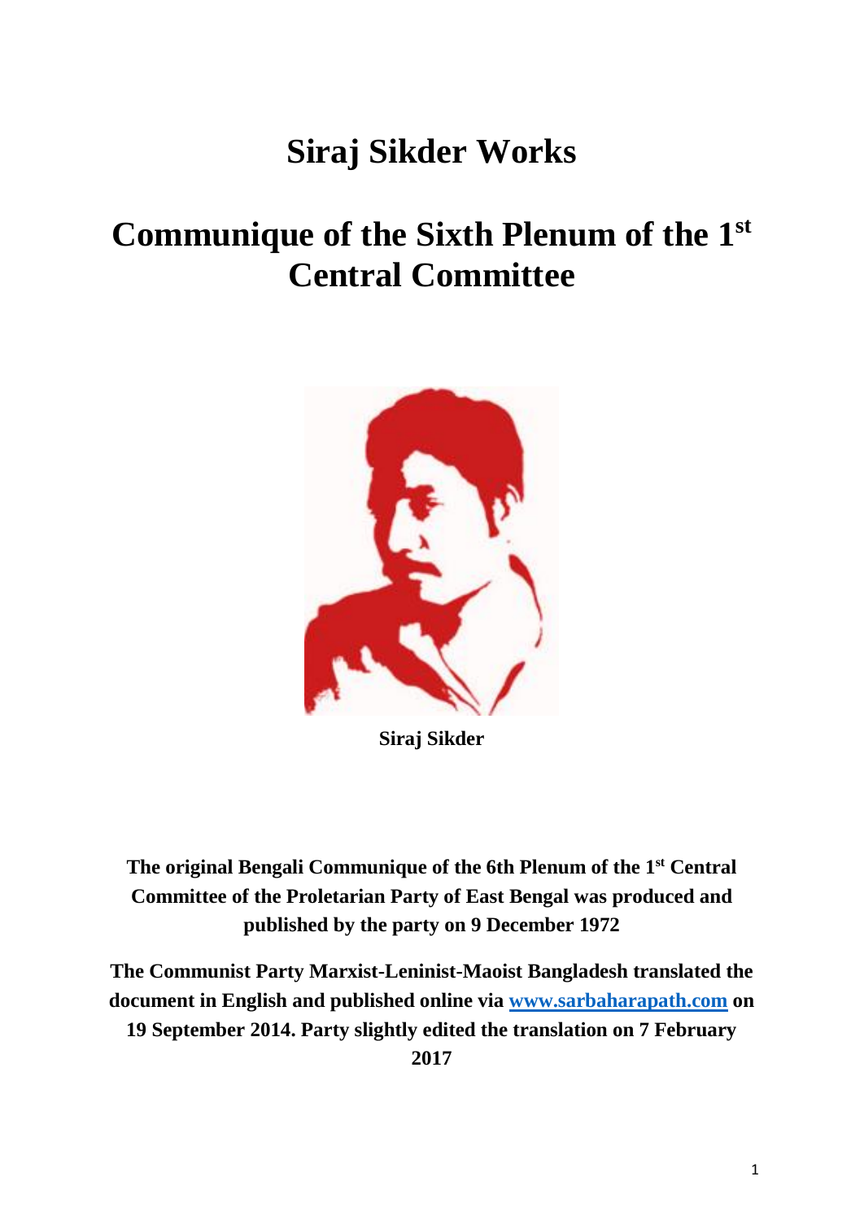# Siraj Sikder Works

# Communique of the Sixth Plenum of the 1st Central Committee

**Siraj Sikder**

**The original Bengali Communique of the 6th Plenum of the 1st Central Committee of the Proletarian Party of East Bengal was produced and published by the party on 9 December 1972**

**The Communist Party Marxist-Leninist-Maoist Bangladesh translated the document in English and published online via www.sarbaharapath.com on 19 September 2014. Party slightly edited the translation on 7 February 2017**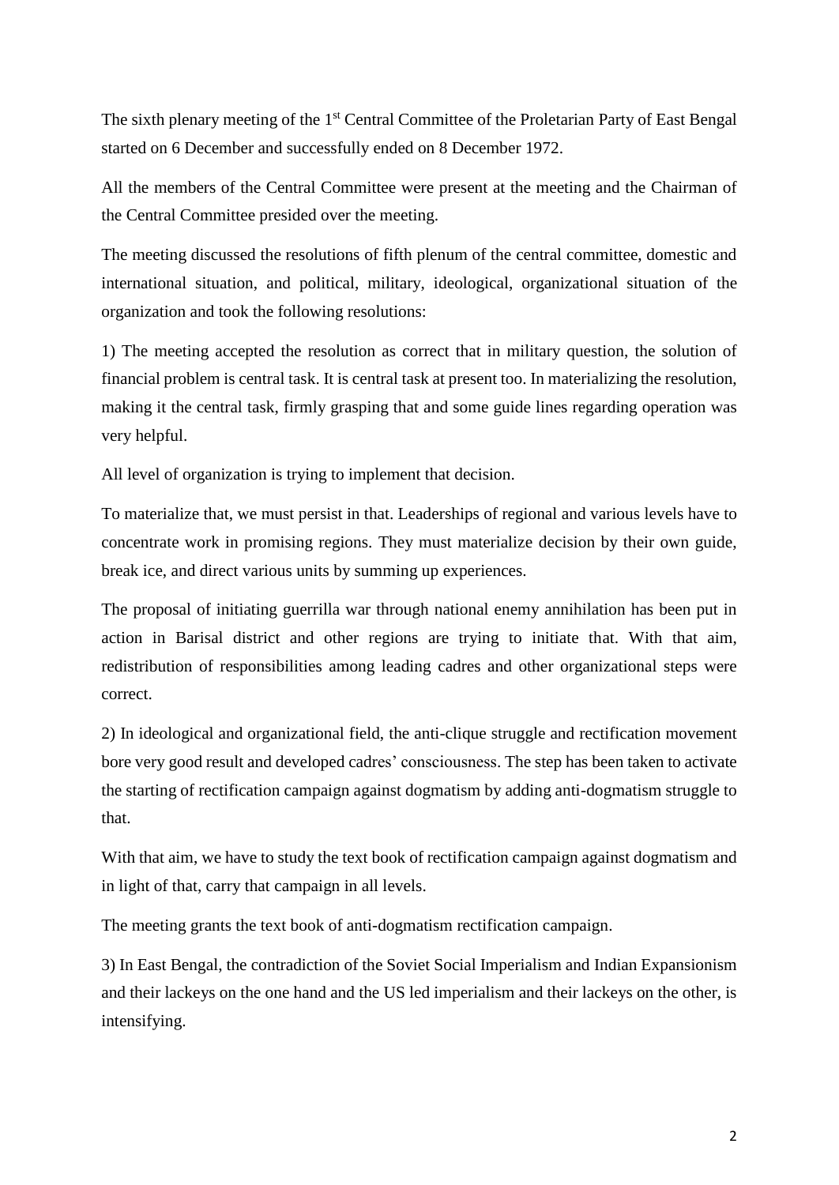The sixth plenary meeting of the 1st Central Committee of the Proletarian Party of East Bengal started on 6 December and successfully ended on 8 December 1972.

All the members of the Central Committee were present at the meeting and the Chairman of the Central Committee presided over the meeting.

The meeting discussed the resolutions of fifth plenum of the central committee, domestic and international situation, and political, military, ideological, organizational situation of the organization and took the following resolutions:

1) The meeting accepted the resolution as correct that in military question, the solution of financial problem is central task. It is central task at present too. In materializing the resolution, making it the central task, firmly grasping that and some guide lines regarding operation was very helpful.

All level of organization is trying to implement that decision.

To materialize that, we must persist in that. Leaderships of regional and various levels have to concentrate work in promising regions. They must materialize decision by their own guide, break ice, and direct various units by summing up experiences.

The proposal of initiating guerrilla war through national enemy annihilation has been put in action in Barisal district and other regions are trying to initiate that. With that aim, redistribution of responsibilities among leading cadres and other organizational steps were correct.

2) In ideological and organizational field, the anti-clique struggle and rectification movement bore very good result and developed cadres' consciousness. The step has been taken to activate the starting of rectification campaign against dogmatism by adding anti-dogmatism struggle to that.

With that aim, we have to study the text book of rectification campaign against dogmatism and in light of that, carry that campaign in all levels.

The meeting grants the text book of anti-dogmatism rectification campaign.

3) In East Bengal, the contradiction of the Soviet Social Imperialism and Indian Expansionism and their lackeys on the one hand and the US led imperialism and their lackeys on the other, is intensifying.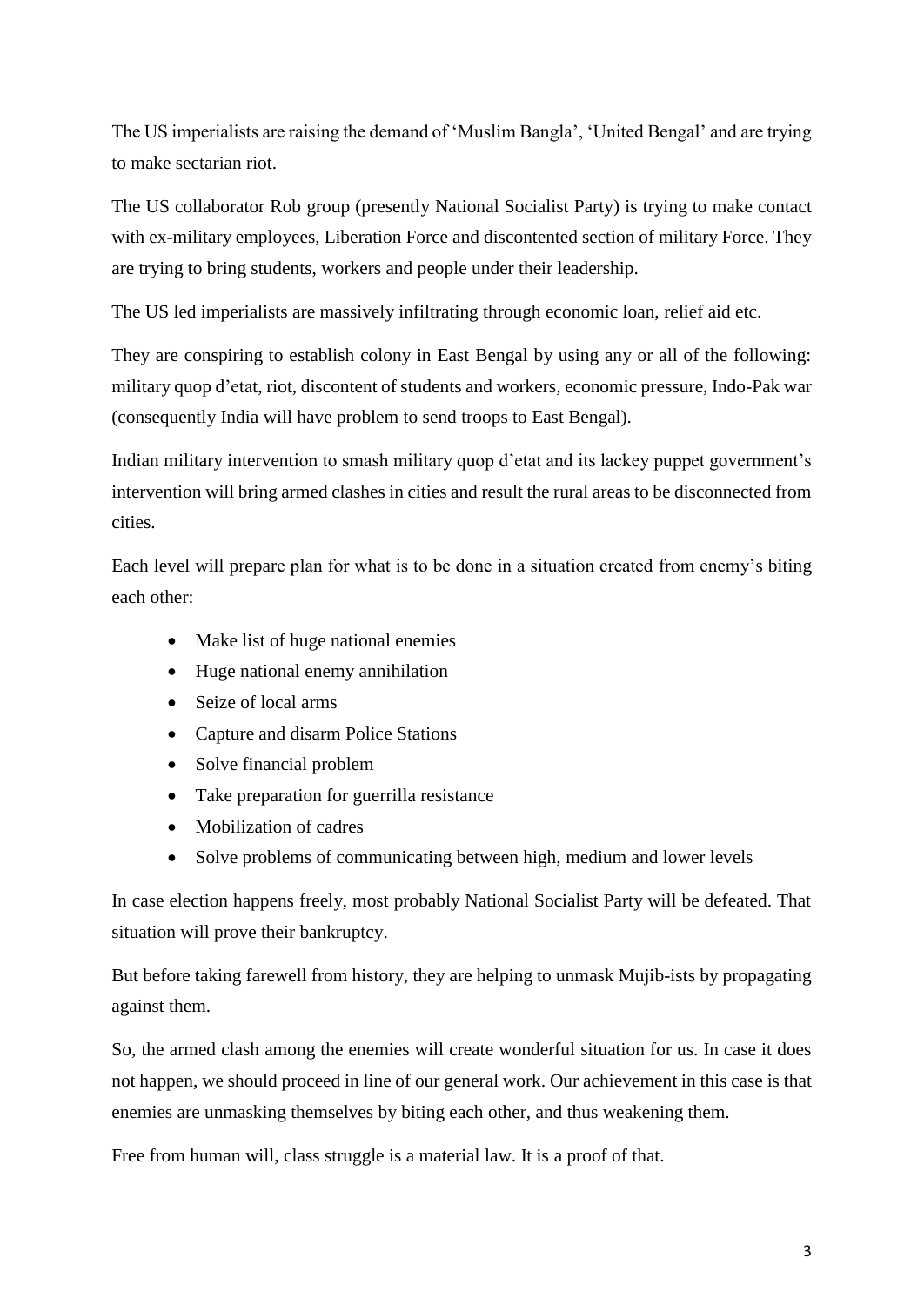The US imperialists are raising the demand of 'Muslim Bangla', 'United Bengal' and are trying to make sectarian riot.

The US collaborator Rob group (presently National Socialist Party) is trying to make contact with ex-military employees, Liberation Force and discontented section of military Force. They are trying to bring students, workers and people under their leadership.

The US led imperialists are massively infiltrating through economic loan, relief aid etc.

They are conspiring to establish colony in East Bengal by using any or all of the following: military quop d'etat, riot, discontent of students and workers, economic pressure, Indo-Pak war (consequently India will have problem to send troops to East Bengal).

Indian military intervention to smash military quop d'etat and its lackey puppet government's intervention will bring armed clashes in cities and result the rural areas to be disconnected from cities.

Each level will prepare plan for what is to be done in a situation created from enemy's biting each other:

- Make list of huge national enemies
- Huge national enemy annihilation
- Seize of local arms
- Capture and disarm Police Stations
- Solve financial problem
- Take preparation for guerrilla resistance
- Mobilization of cadres
- Solve problems of communicating between high, medium and lower levels

In case election happens freely, most probably National Socialist Party will be defeated. That situation will prove their bankruptcy.

But before taking farewell from history, they are helping to unmask Mujib-ists by propagating against them.

So, the armed clash among the enemies will create wonderful situation for us. In case it does not happen, we should proceed in line of our general work. Our achievement in this case is that enemies are unmasking themselves by biting each other, and thus weakening them.

Free from human will, class struggle is a material law. It is a proof of that.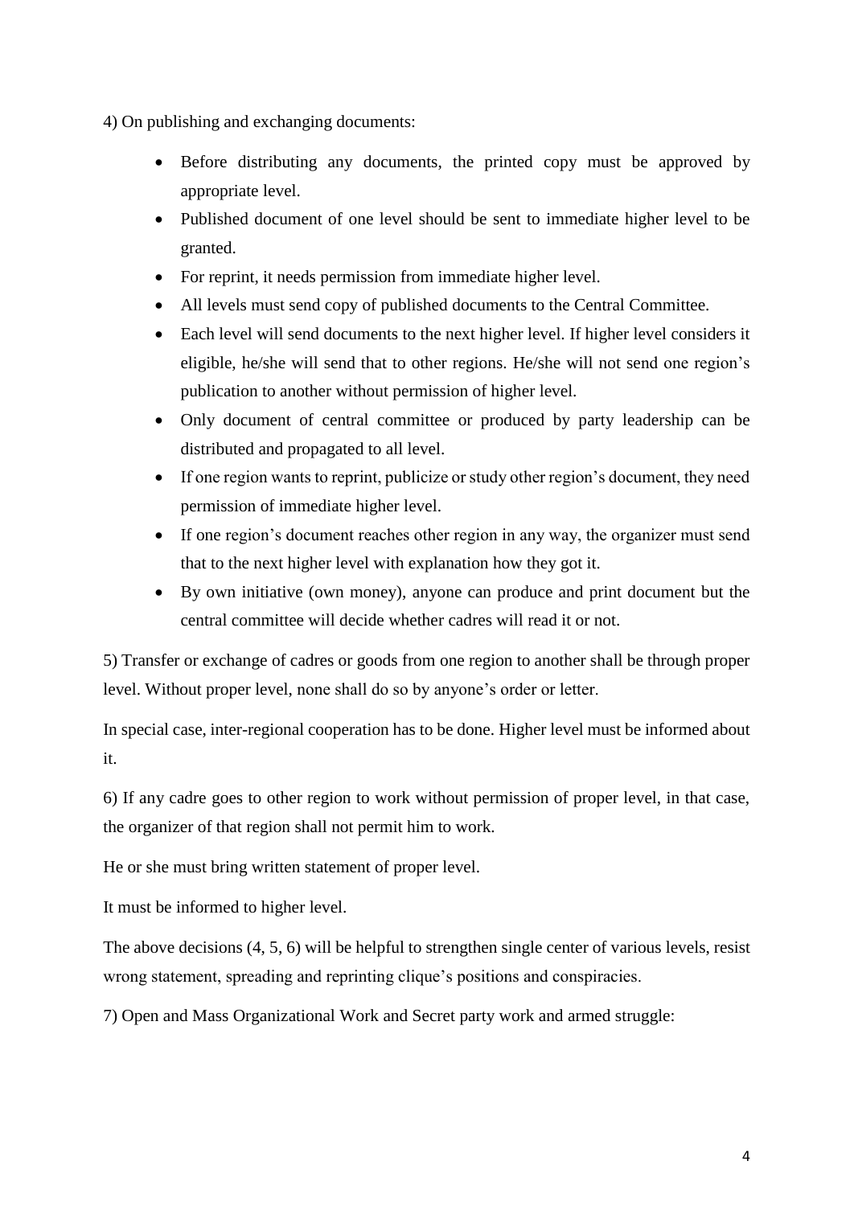4) On publishing and exchanging documents:

- Before distributing any documents, the printed copy must be approved by appropriate level.
- Published document of one level should be sent to immediate higher level to be granted.
- For reprint, it needs permission from immediate higher level.
- All levels must send copy of published documents to the Central Committee.
- Each level will send documents to the next higher level. If higher level considers it eligible, he/she will send that to other regions. He/she will not send one region's publication to another without permission of higher level.
- Only document of central committee or produced by party leadership can be distributed and propagated to all level.
- If one region wants to reprint, publicize or study other region's document, they need permission of immediate higher level.
- If one region's document reaches other region in any way, the organizer must send that to the next higher level with explanation how they got it.
- By own initiative (own money), anyone can produce and print document but the central committee will decide whether cadres will read it or not.

5) Transfer or exchange of cadres or goods from one region to another shall be through proper level. Without proper level, none shall do so by anyone's order or letter.

In special case, inter-regional cooperation has to be done. Higher level must be informed about it.

6) If any cadre goes to other region to work without permission of proper level, in that case, the organizer of that region shall not permit him to work.

He or she must bring written statement of proper level.

It must be informed to higher level.

The above decisions (4, 5, 6) will be helpful to strengthen single center of various levels, resist wrong statement, spreading and reprinting clique's positions and conspiracies.

7) Open and Mass Organizational Work and Secret party work and armed struggle: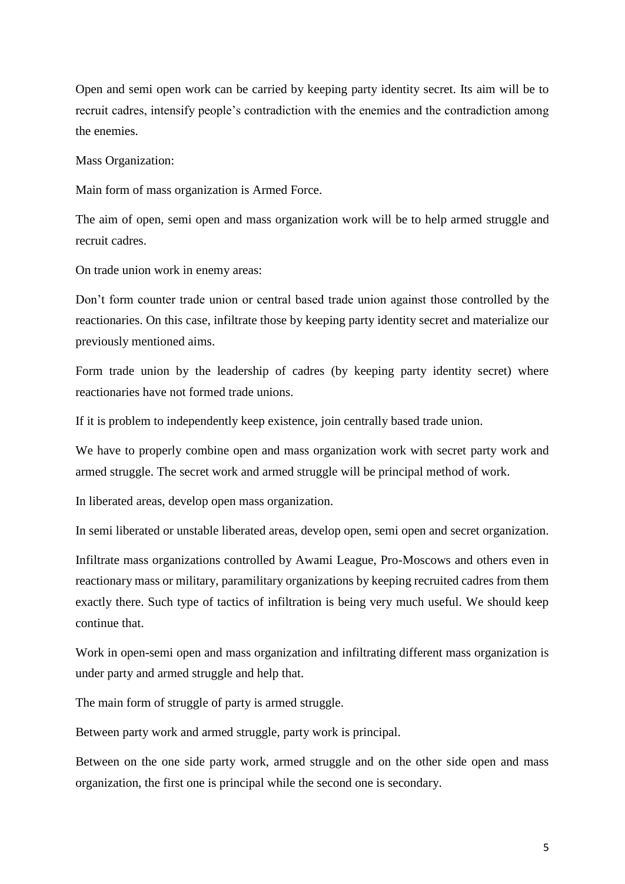Open and semi open work can be carried by keeping party identity secret. Its aim will be to recruit cadres, intensify people's contradiction with the enemies and the contradiction among the enemies.

Mass Organization:

Main form of mass organization is Armed Force.

The aim of open, semi open and mass organization work will be to help armed struggle and recruit cadres.

On trade union work in enemy areas:

Don't form counter trade union or central based trade union against those controlled by the reactionaries. On this case, infiltrate those by keeping party identity secret and materialize our previously mentioned aims.

Form trade union by the leadership of cadres (by keeping party identity secret) where reactionaries have not formed trade unions.

If it is problem to independently keep existence, join centrally based trade union.

We have to properly combine open and mass organization work with secret party work and armed struggle. The secret work and armed struggle will be principal method of work.

In liberated areas, develop open mass organization.

In semi liberated or unstable liberated areas, develop open, semi open and secret organization.

Infiltrate mass organizations controlled by Awami League, Pro-Moscows and others even in reactionary mass or military, paramilitary organizations by keeping recruited cadres from them exactly there. Such type of tactics of infiltration is being very much useful. We should keep continue that.

Work in open-semi open and mass organization and infiltrating different mass organization is under party and armed struggle and help that.

The main form of struggle of party is armed struggle.

Between party work and armed struggle, party work is principal.

Between on the one side party work, armed struggle and on the other side open and mass organization, the first one is principal while the second one is secondary.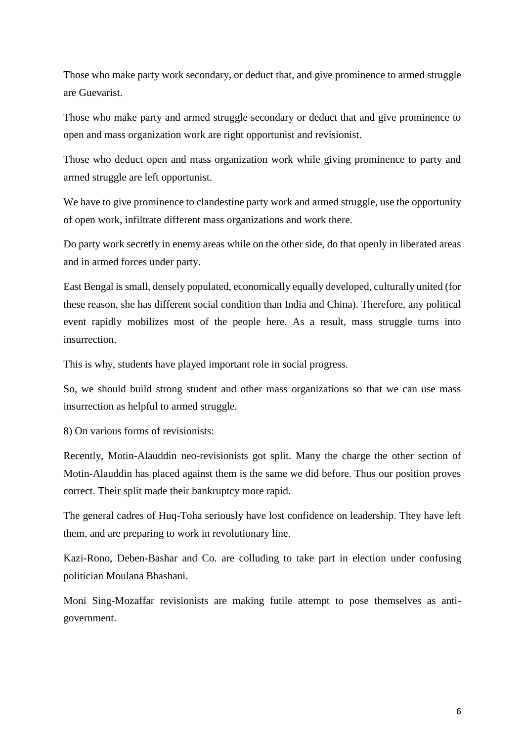Those who make party work secondary, or deduct that, and give prominence to armed struggle are Guevarist.

Those who make party and armed struggle secondary or deduct that and give prominence to open and mass organization work are right opportunist and revisionist.

Those who deduct open and mass organization work while giving prominence to party and armed struggle are left opportunist.

We have to give prominence to clandestine party work and armed struggle, use the opportunity of open work, infiltrate different mass organizations and work there.

Do party work secretly in enemy areas while on the other side, do that openly in liberated areas and in armed forces under party.

East Bengal is small, densely populated, economically equally developed, culturally united (for these reason, she has different social condition than India and China). Therefore, any political event rapidly mobilizes most of the people here. As a result, mass struggle turns into insurrection.

This is why, students have played important role in social progress.

So, we should build strong student and other mass organizations so that we can use mass insurrection as helpful to armed struggle.

8) On various forms of revisionists:

Recently, Motin-Alauddin neo-revisionists got split. Many the charge the other section of Motin-Alauddin has placed against them is the same we did before. Thus our position proves correct. Their split made their bankruptcy more rapid.

The general cadres of Huq-Toha seriously have lost confidence on leadership. They have left them, and are preparing to work in revolutionary line.

Kazi-Rono, Deben-Bashar and Co. are colluding to take part in election under confusing politician Moulana Bhashani.

Moni Sing-Mozaffar revisionists are making futile attempt to pose themselves as anti-government.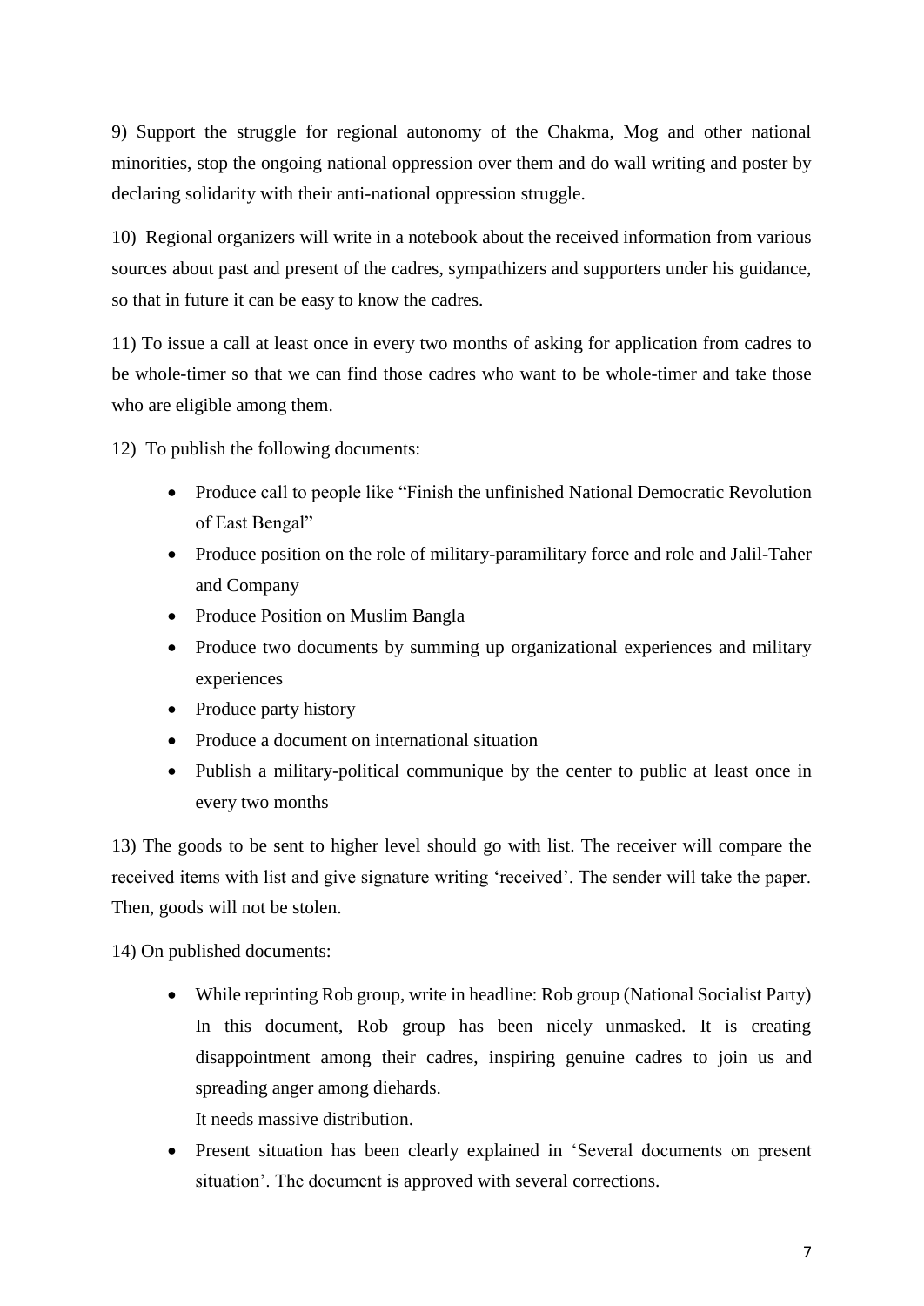9) Support the struggle for regional autonomy of the Chakma, Mog and other national minorities, stop the ongoing national oppression over them and do wall writing and poster by declaring solidarity with their anti-national oppression struggle.

10) Regional organizers will write in a notebook about the received information from various sources about past and present of the cadres, sympathizers and supporters under his guidance, so that in future it can be easy to know the cadres.

11) To issue a call at least once in every two months of asking for application from cadres to be whole-timer so that we can find those cadres who want to be whole-timer and take those who are eligible among them.

12) To publish the following documents:

- Produce call to people like "Finish the unfinished National Democratic Revolution of East Bengal"
- Produce position on the role of military-paramilitary force and role and Jalil-Taher and Company
- Produce Position on Muslim Bangla
- Produce two documents by summing up organizational experiences and military experiences
- Produce party history
- Produce a document on international situation
- Publish a military-political communique by the center to public at least once in every two months

13) The goods to be sent to higher level should go with list. The receiver will compare the received items with list and give signature writing 'received'. The sender will take the paper. Then, goods will not be stolen.

14) On published documents:

- While reprinting Rob group, write in headline: Rob group (National Socialist Party) In this document, Rob group has been nicely unmasked. It is creating disappointment among their cadres, inspiring genuine cadres to join us and spreading anger among diehards.
  It needs massive distribution.
- Present situation has been clearly explained in 'Several documents on present situation'. The document is approved with several corrections.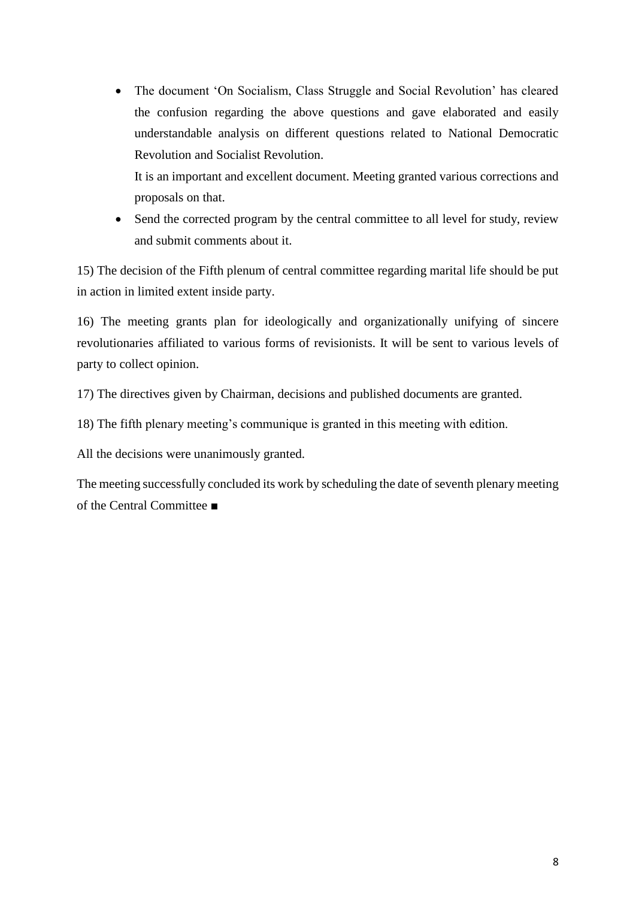- The document 'On Socialism, Class Struggle and Social Revolution' has cleared the confusion regarding the above questions and gave elaborated and easily understandable analysis on different questions related to National Democratic Revolution and Socialist Revolution.

  It is an important and excellent document. Meeting granted various corrections and proposals on that.
- Send the corrected program by the central committee to all level for study, review and submit comments about it.

15) The decision of the Fifth plenum of central committee regarding marital life should be put in action in limited extent inside party.

16) The meeting grants plan for ideologically and organizationally unifying of sincere revolutionaries affiliated to various forms of revisionists. It will be sent to various levels of party to collect opinion.

17) The directives given by Chairman, decisions and published documents are granted.

18) The fifth plenary meeting's communique is granted in this meeting with edition.

All the decisions were unanimously granted.

The meeting successfully concluded its work by scheduling the date of seventh plenary meeting of the Central Committee ■